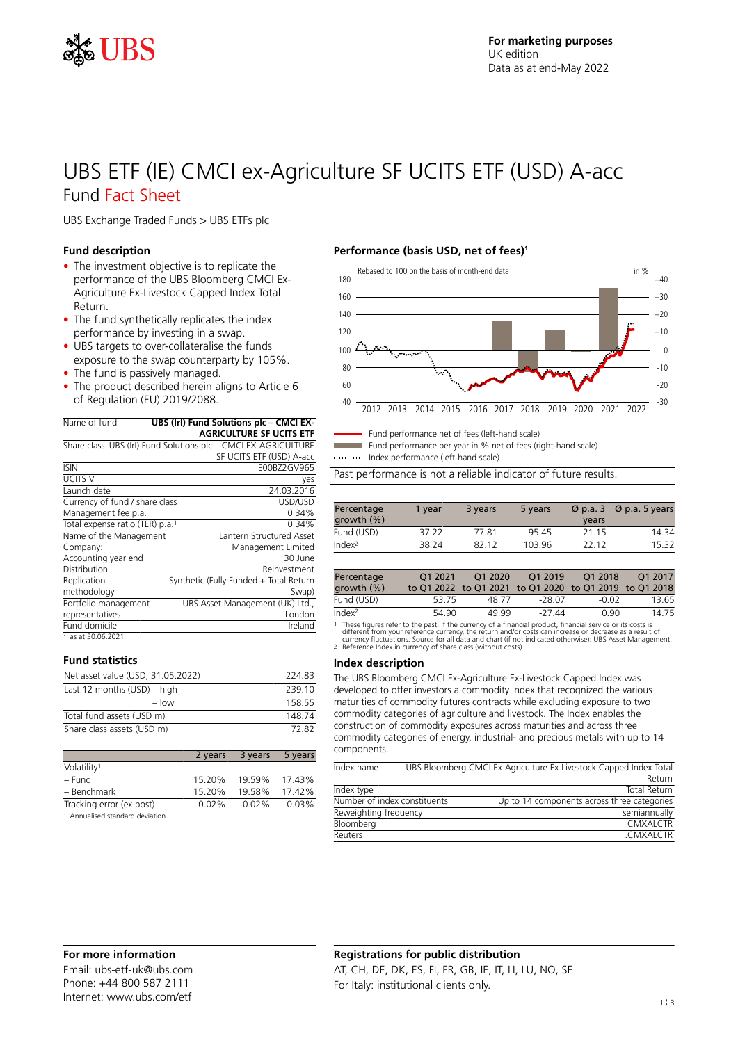For marketing purposes
UK edition
Data as at end-May 2022

# UBS ETF (IE) CMCI ex-Agriculture SF UCITS ETF (USD) A-acc

## Fund Fact Sheet

UBS Exchange Traded Funds > UBS ETFs plc

### Fund description

- The investment objective is to replicate the performance of the UBS Bloomberg CMCI Ex-Agriculture Ex-Livestock Capped Index Total Return.
- The fund synthetically replicates the index performance by investing in a swap.
- UBS targets to over-collateralise the funds exposure to the swap counterparty by 105%.
- The fund is passively managed.
- The product described herein aligns to Article 6 of Regulation (EU) 2019/2088.

| | |
|---|---|
| Name of fund | **UBS (Irl) Fund Solutions plc – CMCI EX-AGRICULTURE SF UCITS ETF** |
| Share class | UBS (Irl) Fund Solutions plc – CMCI EX-AGRICULTURE SF UCITS ETF (USD) A-acc |
| ISIN | IE00BZ2GV965 |
| UCITS V | yes |
| Launch date | 24.03.2016 |
| Currency of fund / share class | USD/USD |
| Management fee p.a. | 0.34% |
| Total expense ratio (TER) p.a.[1] | 0.34% |
| Name of the Management Company: | Lantern Structured Asset Management Limited |
| Accounting year end | 30 June |
| Distribution | Reinvestment |
| Replication methodology | Synthetic (Fully Funded + Total Return Swap) |
| Portfolio management representatives | UBS Asset Management (UK) Ltd., London |
| Fund domicile | Ireland |

1 as at 30.06.2021

### Fund statistics

| | |
|---|---|
| Net asset value (USD, 31.05.2022) | 224.83 |
| Last 12 months (USD) – high | 239.10 |
| – low | 158.55 |
| Total fund assets (USD m) | 148.74 |
| Share class assets (USD m) | 72.82 |

| | 2 years | 3 years | 5 years |
|---|---|---|---|
| Volatility[1] | | | |
| – Fund | 15.20% | 19.59% | 17.43% |
| – Benchmark | 15.20% | 19.58% | 17.42% |
| Tracking error (ex post) | 0.02% | 0.02% | 0.03% |

1 Annualised standard deviation

### Performance (basis USD, net of fees)[1]

Rebased to 100 on the basis of month-end data

- Fund performance net of fees (left-hand scale)
- Fund performance per year in % net of fees (right-hand scale)
- Index performance (left-hand scale)

Past performance is not a reliable indicator of future results.

| Percentage growth (%) | 1 year | 3 years | 5 years | Ø p.a. 3 years | Ø p.a. 5 years |
|---|---|---|---|---|---|
| Fund (USD) | 37.22 | 77.81 | 95.45 | 21.15 | 14.34 |
| Index[2] | 38.24 | 82.12 | 103.96 | 22.12 | 15.32 |

| Percentage growth (%) | Q1 2021 to Q1 2022 | Q1 2020 to Q1 2021 | Q1 2019 to Q1 2020 | Q1 2018 to Q1 2019 | Q1 2017 to Q1 2018 |
|---|---|---|---|---|---|
| Fund (USD) | 53.75 | 48.77 | -28.07 | -0.02 | 13.65 |
| Index[2] | 54.90 | 49.99 | -27.44 | 0.90 | 14.75 |

1 These figures refer to the past. If the currency of a financial product, financial service or its costs is different from your reference currency, the return and/or costs can increase or decrease as a result of currency fluctuations. Source for all data and chart (if not indicated otherwise): UBS Asset Management.
2 Reference Index in currency of share class (without costs)

### Index description

The UBS Bloomberg CMCI Ex-Agriculture Ex-Livestock Capped Index was developed to offer investors a commodity index that recognized the various maturities of commodity futures contracts while excluding exposure to two commodity categories of agriculture and livestock. The Index enables the construction of commodity exposures across maturities and across three commodity categories of energy, industrial- and precious metals with up to 14 components.

| | |
|---|---|
| Index name | UBS Bloomberg CMCI Ex-Agriculture Ex-Livestock Capped Index Total Return |
| Index type | Total Return |
| Number of index constituents | Up to 14 components across three categories |
| Reweighting frequency | semiannually |
| Bloomberg | CMXALCTR |
| Reuters | .CMXALCTR |

### For more information

Email: ubs-etf-uk@ubs.com
Phone: +44 800 587 2111
Internet: www.ubs.com/etf

### Registrations for public distribution

AT, CH, DE, DK, ES, FI, FR, GB, IE, IT, LI, LU, NO, SE
For Italy: institutional clients only.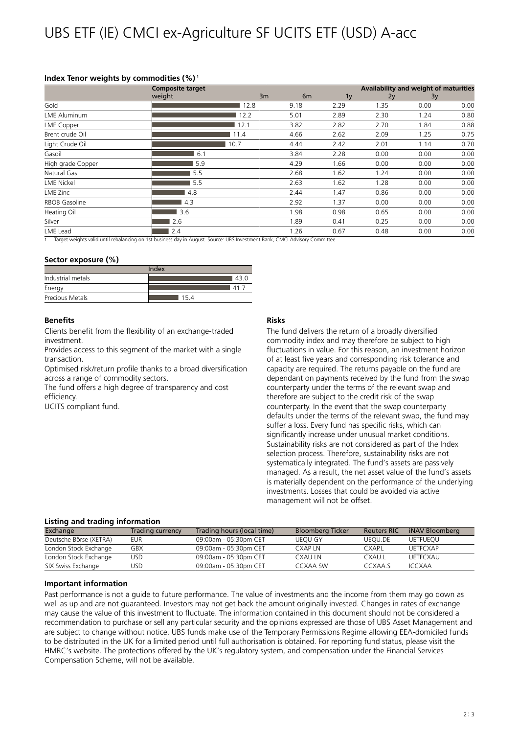### Index Tenor weights by commodities (%)[1]

| | Composite target weight | Availability and weight of maturities | | | | |
|---|---|---|---|---|---|---|
| | | 3m | 6m | 1y | 2y | 3y |
| Gold | 12.8 | 9.18 | 2.29 | 1.35 | 0.00 | 0.00 |
| LME Aluminum | 12.2 | 5.01 | 2.89 | 2.30 | 1.24 | 0.80 |
| LME Copper | 12.1 | 3.82 | 2.82 | 2.70 | 1.84 | 0.88 |
| Brent crude Oil | 11.4 | 4.66 | 2.62 | 2.09 | 1.25 | 0.75 |
| Light Crude Oil | 10.7 | 4.44 | 2.42 | 2.01 | 1.14 | 0.70 |
| Gasoil | 6.1 | 3.84 | 2.28 | 0.00 | 0.00 | 0.00 |
| High grade Copper | 5.9 | 4.29 | 1.66 | 0.00 | 0.00 | 0.00 |
| Natural Gas | 5.5 | 2.68 | 1.62 | 1.24 | 0.00 | 0.00 |
| LME Nickel | 5.5 | 2.63 | 1.62 | 1.28 | 0.00 | 0.00 |
| LME Zinc | 4.8 | 2.44 | 1.47 | 0.86 | 0.00 | 0.00 |
| RBOB Gasoline | 4.3 | 2.92 | 1.37 | 0.00 | 0.00 | 0.00 |
| Heating Oil | 3.6 | 1.98 | 0.98 | 0.65 | 0.00 | 0.00 |
| Silver | 2.6 | 1.89 | 0.41 | 0.25 | 0.00 | 0.00 |
| LME Lead | 2.4 | 1.26 | 0.67 | 0.48 | 0.00 | 0.00 |

1 Target weights valid until rebalancing on 1st business day in August. Source: UBS Investment Bank, CMCI Advisory Committee

### Sector exposure (%)

| | Index |
|---|---|
| Industrial metals | 43.0 |
| Energy | 41.7 |
| Precious Metals | 15.4 |

### Benefits

Clients benefit from the flexibility of an exchange-traded investment.

Provides access to this segment of the market with a single transaction.

Optimised risk/return profile thanks to a broad diversification across a range of commodity sectors.

The fund offers a high degree of transparency and cost efficiency.

UCITS compliant fund.

### Risks

The fund delivers the return of a broadly diversified commodity index and may therefore be subject to high fluctuations in value. For this reason, an investment horizon of at least five years and corresponding risk tolerance and capacity are required. The returns payable on the fund are dependant on payments received by the fund from the swap counterparty under the terms of the relevant swap and therefore are subject to the credit risk of the swap counterparty. In the event that the swap counterparty defaults under the terms of the relevant swap, the fund may suffer a loss. Every fund has specific risks, which can significantly increase under unusual market conditions. Sustainability risks are not considered as part of the Index selection process. Therefore, sustainability risks are not systematically integrated. The fund's assets are passively managed. As a result, the net asset value of the fund's assets is materially dependent on the performance of the underlying investments. Losses that could be avoided via active management will not be offset.

### Listing and trading information

| Exchange | Trading currency | Trading hours (local time) | Bloomberg Ticker | Reuters RIC | iNAV Bloomberg |
|---|---|---|---|---|---|
| Deutsche Börse (XETRA) | EUR | 09:00am - 05:30pm CET | UEQU GY | UEQU.DE | UETFUEQU |
| London Stock Exchange | GBX | 09:00am - 05:30pm CET | CXAP LN | CXAP.L | UETFCXAP |
| London Stock Exchange | USD | 09:00am - 05:30pm CET | CXAU LN | CXAU.L | UETFCXAU |
| SIX Swiss Exchange | USD | 09:00am - 05:30pm CET | CCXAA SW | CCXAA.S | ICCXAA |

### Important information

Past performance is not a guide to future performance. The value of investments and the income from them may go down as well as up and are not guaranteed. Investors may not get back the amount originally invested. Changes in rates of exchange may cause the value of this investment to fluctuate. The information contained in this document should not be considered a recommendation to purchase or sell any particular security and the opinions expressed are those of UBS Asset Management and are subject to change without notice. UBS funds make use of the Temporary Permissions Regime allowing EEA-domiciled funds to be distributed in the UK for a limited period until full authorisation is obtained. For reporting fund status, please visit the HMRC's website. The protections offered by the UK's regulatory system, and compensation under the Financial Services Compensation Scheme, will not be available.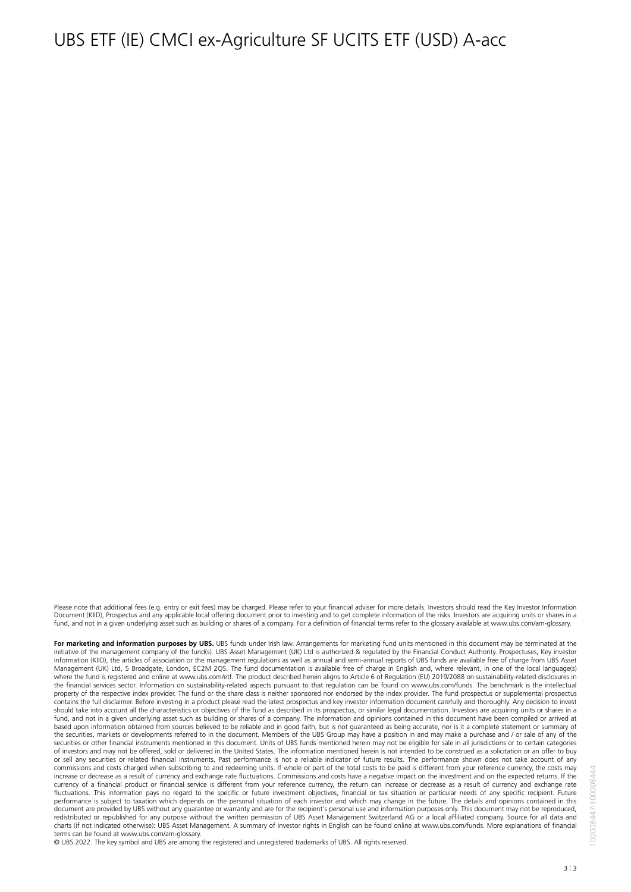# UBS ETF (IE) CMCI ex-Agriculture SF UCITS ETF (USD) A-acc

Please note that additional fees (e.g. entry or exit fees) may be charged. Please refer to your financial adviser for more details. Investors should read the Key Investor Information Document (KIID), Prospectus and any applicable local offering document prior to investing and to get complete information of the risks. Investors are acquiring units or shares in a fund, and not in a given underlying asset such as building or shares of a company. For a definition of financial terms refer to the glossary available at www.ubs.com/am-glossary.

**For marketing and information purposes by UBS.** UBS funds under Irish law. Arrangements for marketing fund units mentioned in this document may be terminated at the initiative of the management company of the fund(s). UBS Asset Management (UK) Ltd is authorized & regulated by the Financial Conduct Authority. Prospectuses, Key investor information (KIID), the articles of association or the management regulations as well as annual and semi-annual reports of UBS funds are available free of charge from UBS Asset Management (UK) Ltd, 5 Broadgate, London, EC2M 2QS. The fund documentation is available free of charge in English and, where relevant, in one of the local language(s) where the fund is registered and online at www.ubs.com/etf. The product described herein aligns to Article 6 of Regulation (EU) 2019/2088 on sustainability-related disclosures in the financial services sector. Information on sustainability-related aspects pursuant to that regulation can be found on www.ubs.com/funds. The benchmark is the intellectual property of the respective index provider. The fund or the share class is neither sponsored nor endorsed by the index provider. The fund prospectus or supplemental prospectus contains the full disclaimer. Before investing in a product please read the latest prospectus and key investor information document carefully and thoroughly. Any decision to invest should take into account all the characteristics or objectives of the fund as described in its prospectus, or similar legal documentation. Investors are acquiring units or shares in a fund, and not in a given underlying asset such as building or shares of a company. The information and opinions contained in this document have been compiled or arrived at based upon information obtained from sources believed to be reliable and in good faith, but is not guaranteed as being accurate, nor is it a complete statement or summary of the securities, markets or developments referred to in the document. Members of the UBS Group may have a position in and may make a purchase and / or sale of any of the securities or other financial instruments mentioned in this document. Units of UBS funds mentioned herein may not be eligible for sale in all jurisdictions or to certain categories of investors and may not be offered, sold or delivered in the United States. The information mentioned herein is not intended to be construed as a solicitation or an offer to buy or sell any securities or related financial instruments. Past performance is not a reliable indicator of future results. The performance shown does not take account of any commissions and costs charged when subscribing to and redeeming units. If whole or part of the total costs to be paid is different from your reference currency, the costs may increase or decrease as a result of currency and exchange rate fluctuations. Commissions and costs have a negative impact on the investment and on the expected returns. If the currency of a financial product or financial service is different from your reference currency, the return can increase or decrease as a result of currency and exchange rate fluctuations. This information pays no regard to the specific or future investment objectives, financial or tax situation or particular needs of any specific recipient. Future performance is subject to taxation which depends on the personal situation of each investor and which may change in the future. The details and opinions contained in this document are provided by UBS without any guarantee or warranty and are for the recipient's personal use and information purposes only. This document may not be reproduced, redistributed or republished for any purpose without the written permission of UBS Asset Management Switzerland AG or a local affiliated company. Source for all data and charts (if not indicated otherwise): UBS Asset Management. A summary of investor rights in English can be found online at www.ubs.com/funds. More explanations of financial terms can be found at www.ubs.com/am-glossary.

© UBS 2022. The key symbol and UBS are among the registered and unregistered trademarks of UBS. All rights reserved.

10000844710008444